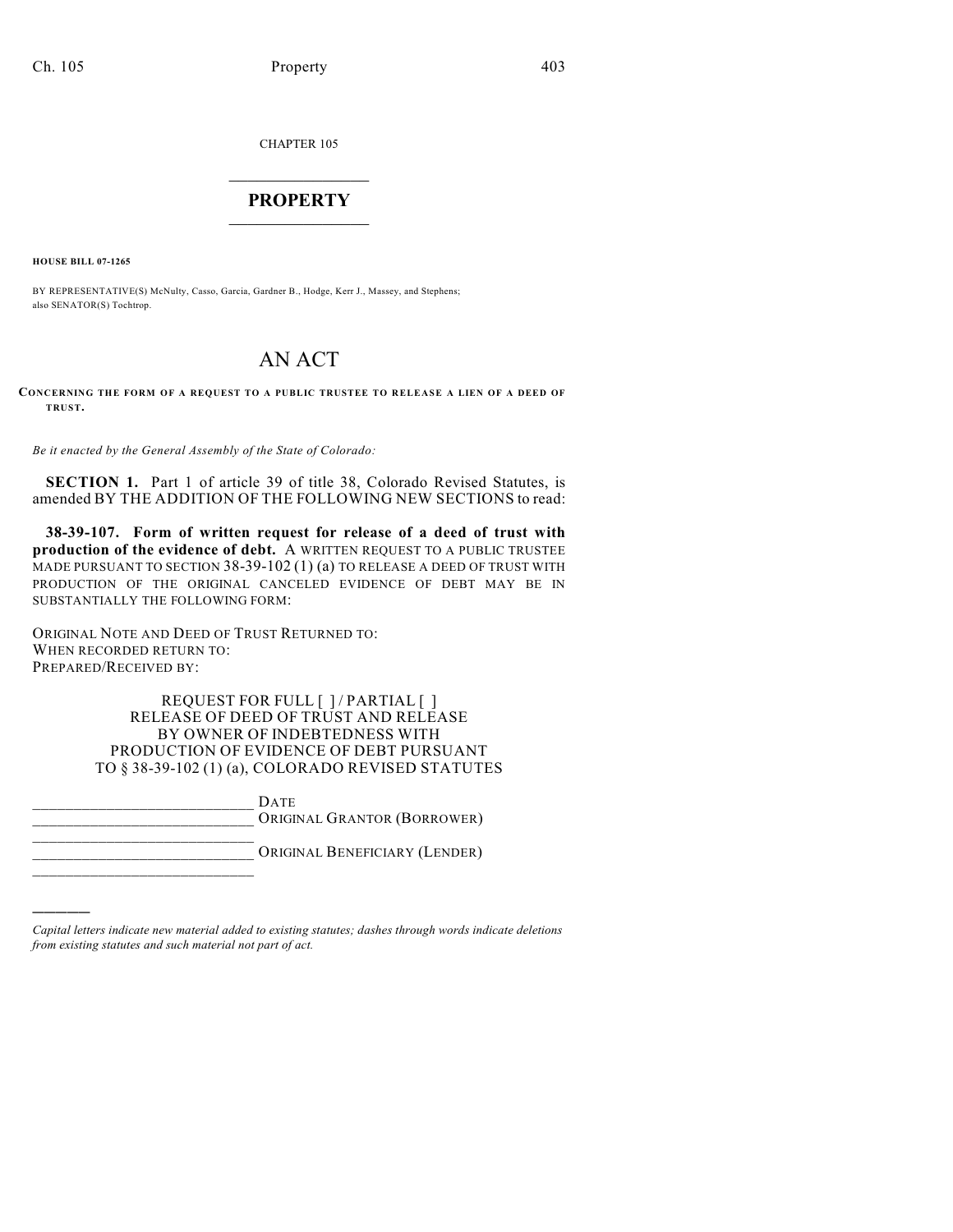CHAPTER 105

# PROPERTY

**HOUSE BILL 07-1265**

BY REPRESENTATIVE(S) McNulty, Casso, Garcia, Gardner B., Hodge, Kerr J., Massey, and Stephens; also SENATOR(S) Tochtrop.

# AN ACT

**CONCERNING THE FORM OF A REQUEST TO A PUBLIC TRUSTEE TO RELEASE A LIEN OF A DEED OF TRUST.**

*Be it enacted by the General Assembly of the State of Colorado:*

**SECTION 1.** Part 1 of article 39 of title 38, Colorado Revised Statutes, is amended BY THE ADDITION OF THE FOLLOWING NEW SECTIONS to read:

**38-39-107. Form of written request for release of a deed of trust with production of the evidence of debt.** A WRITTEN REQUEST TO A PUBLIC TRUSTEE MADE PURSUANT TO SECTION 38-39-102 (1) (a) TO RELEASE A DEED OF TRUST WITH PRODUCTION OF THE ORIGINAL CANCELED EVIDENCE OF DEBT MAY BE IN SUBSTANTIALLY THE FOLLOWING FORM:

ORIGINAL NOTE AND DEED OF TRUST RETURNED TO:
WHEN RECORDED RETURN TO:
PREPARED/RECEIVED BY:

REQUEST FOR FULL [ ] / PARTIAL [ ]
RELEASE OF DEED OF TRUST AND RELEASE
BY OWNER OF INDEBTEDNESS WITH
PRODUCTION OF EVIDENCE OF DEBT PURSUANT
TO § 38-39-102 (1) (a), COLORADO REVISED STATUTES

\_\_\_\_\_\_\_\_\_\_\_\_\_\_\_\_\_\_\_\_\_\_\_\_\_\_\_\_ DATE
\_\_\_\_\_\_\_\_\_\_\_\_\_\_\_\_\_\_\_\_\_\_\_\_\_\_\_\_ ORIGINAL GRANTOR (BORROWER)
\_\_\_\_\_\_\_\_\_\_\_\_\_\_\_\_\_\_\_\_\_\_\_\_\_\_\_\_
\_\_\_\_\_\_\_\_\_\_\_\_\_\_\_\_\_\_\_\_\_\_\_\_\_\_\_\_ ORIGINAL BENEFICIARY (LENDER)
\_\_\_\_\_\_\_\_\_\_\_\_\_\_\_\_\_\_\_\_\_\_\_\_\_\_\_\_

*Capital letters indicate new material added to existing statutes; dashes through words indicate deletions from existing statutes and such material not part of act.*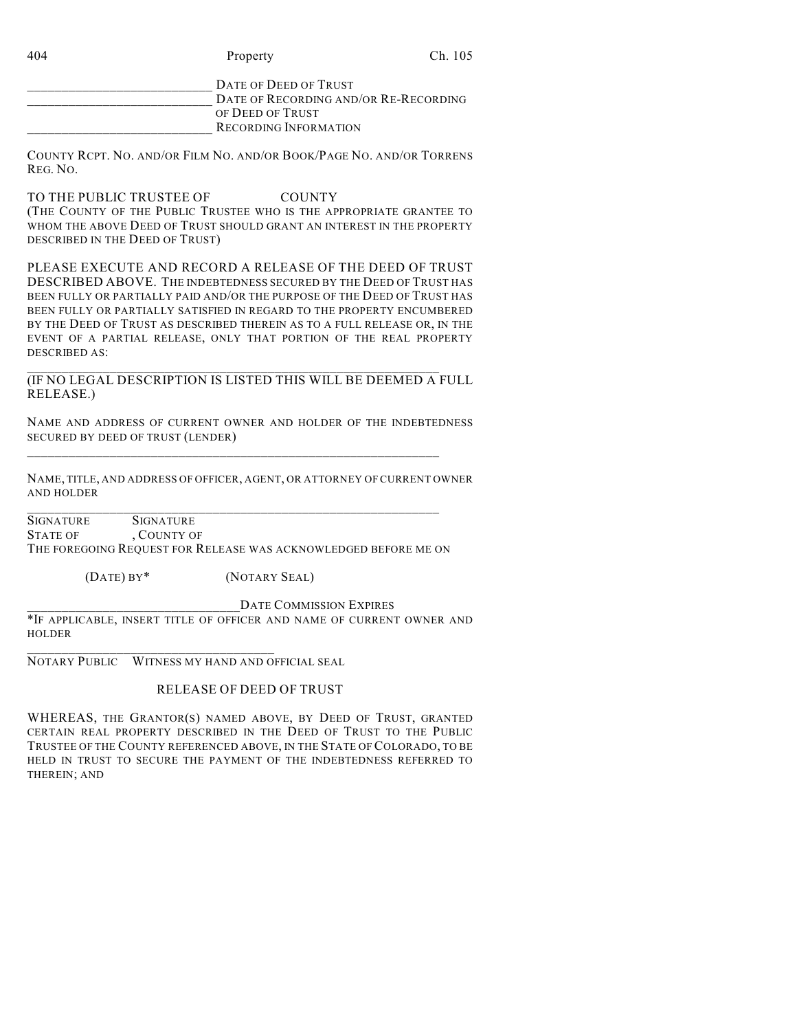\_\_\_\_\_\_\_\_\_\_\_\_\_\_\_\_\_\_\_\_\_\_\_\_\_\_\_ DATE OF DEED OF TRUST
\_\_\_\_\_\_\_\_\_\_\_\_\_\_\_\_\_\_\_\_\_\_\_\_\_\_\_ DATE OF RECORDING AND/OR RE-RECORDING OF DEED OF TRUST
\_\_\_\_\_\_\_\_\_\_\_\_\_\_\_\_\_\_\_\_\_\_\_\_\_\_\_ RECORDING INFORMATION

COUNTY RCPT. NO. AND/OR FILM NO. AND/OR BOOK/PAGE NO. AND/OR TORRENS REG. NO.

TO THE PUBLIC TRUSTEE OF COUNTY
(THE COUNTY OF THE PUBLIC TRUSTEE WHO IS THE APPROPRIATE GRANTEE TO WHOM THE ABOVE DEED OF TRUST SHOULD GRANT AN INTEREST IN THE PROPERTY DESCRIBED IN THE DEED OF TRUST)

PLEASE EXECUTE AND RECORD A RELEASE OF THE DEED OF TRUST DESCRIBED ABOVE. THE INDEBTEDNESS SECURED BY THE DEED OF TRUST HAS BEEN FULLY OR PARTIALLY PAID AND/OR THE PURPOSE OF THE DEED OF TRUST HAS BEEN FULLY OR PARTIALLY SATISFIED IN REGARD TO THE PROPERTY ENCUMBERED BY THE DEED OF TRUST AS DESCRIBED THEREIN AS TO A FULL RELEASE OR, IN THE EVENT OF A PARTIAL RELEASE, ONLY THAT PORTION OF THE REAL PROPERTY DESCRIBED AS:

\_\_\_\_\_\_\_\_\_\_\_\_\_\_\_\_\_\_\_\_\_\_\_\_\_\_\_\_\_\_\_\_\_\_\_\_\_\_\_\_\_\_\_\_\_\_\_\_\_\_\_\_\_\_\_\_\_\_\_\_\_\_
(IF NO LEGAL DESCRIPTION IS LISTED THIS WILL BE DEEMED A FULL RELEASE.)

NAME AND ADDRESS OF CURRENT OWNER AND HOLDER OF THE INDEBTEDNESS SECURED BY DEED OF TRUST (LENDER)

\_\_\_\_\_\_\_\_\_\_\_\_\_\_\_\_\_\_\_\_\_\_\_\_\_\_\_\_\_\_\_\_\_\_\_\_\_\_\_\_\_\_\_\_\_\_\_\_\_\_\_\_\_\_\_\_\_\_\_\_\_\_

NAME, TITLE, AND ADDRESS OF OFFICER, AGENT, OR ATTORNEY OF CURRENT OWNER AND HOLDER

\_\_\_\_\_\_\_\_\_\_\_\_\_\_\_\_\_\_\_\_\_\_\_\_\_\_\_\_\_\_\_\_\_\_\_\_\_\_\_\_\_\_\_\_\_\_\_\_\_\_\_\_\_\_\_\_\_\_\_\_\_\_
SIGNATURE SIGNATURE
STATE OF , COUNTY OF
THE FOREGOING REQUEST FOR RELEASE WAS ACKNOWLEDGED BEFORE ME ON

(DATE) BY* (NOTARY SEAL)

\_\_\_\_\_\_\_\_\_\_\_\_\_\_\_\_\_\_\_\_\_\_\_\_\_\_\_\_\_\_\_\_ DATE COMMISSION EXPIRES
*IF APPLICABLE, INSERT TITLE OF OFFICER AND NAME OF CURRENT OWNER AND HOLDER

\_\_\_\_\_\_\_\_\_\_\_\_\_\_\_\_\_\_\_\_\_\_\_\_\_\_\_\_\_\_\_\_\_\_\_\_\_\_
NOTARY PUBLIC WITNESS MY HAND AND OFFICIAL SEAL

## RELEASE OF DEED OF TRUST

WHEREAS, THE GRANTOR(S) NAMED ABOVE, BY DEED OF TRUST, GRANTED CERTAIN REAL PROPERTY DESCRIBED IN THE DEED OF TRUST TO THE PUBLIC TRUSTEE OF THE COUNTY REFERENCED ABOVE, IN THE STATE OF COLORADO, TO BE HELD IN TRUST TO SECURE THE PAYMENT OF THE INDEBTEDNESS REFERRED TO THEREIN; AND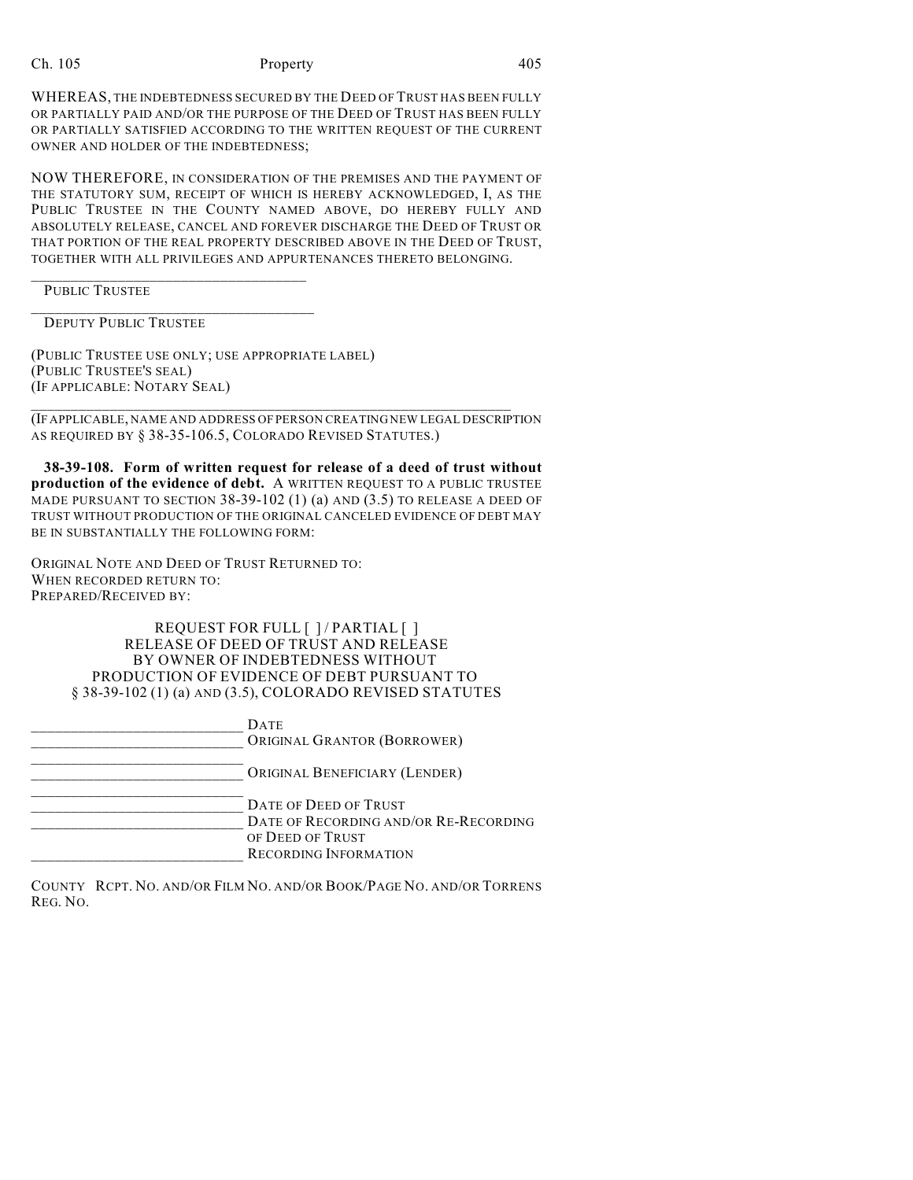WHEREAS, THE INDEBTEDNESS SECURED BY THE DEED OF TRUST HAS BEEN FULLY OR PARTIALLY PAID AND/OR THE PURPOSE OF THE DEED OF TRUST HAS BEEN FULLY OR PARTIALLY SATISFIED ACCORDING TO THE WRITTEN REQUEST OF THE CURRENT OWNER AND HOLDER OF THE INDEBTEDNESS;

NOW THEREFORE, IN CONSIDERATION OF THE PREMISES AND THE PAYMENT OF THE STATUTORY SUM, RECEIPT OF WHICH IS HEREBY ACKNOWLEDGED, I, AS THE PUBLIC TRUSTEE IN THE COUNTY NAMED ABOVE, DO HEREBY FULLY AND ABSOLUTELY RELEASE, CANCEL AND FOREVER DISCHARGE THE DEED OF TRUST OR THAT PORTION OF THE REAL PROPERTY DESCRIBED ABOVE IN THE DEED OF TRUST, TOGETHER WITH ALL PRIVILEGES AND APPURTENANCES THERETO BELONGING.

___________________________________
PUBLIC TRUSTEE

___________________________________
DEPUTY PUBLIC TRUSTEE

(PUBLIC TRUSTEE USE ONLY; USE APPROPRIATE LABEL)
(PUBLIC TRUSTEE'S SEAL)
(IF APPLICABLE: NOTARY SEAL)

_______________________________________________________________
(IF APPLICABLE, NAME AND ADDRESS OF PERSON CREATING NEW LEGAL DESCRIPTION AS REQUIRED BY § 38-35-106.5, COLORADO REVISED STATUTES.)

**38-39-108. Form of written request for release of a deed of trust without production of the evidence of debt.** A WRITTEN REQUEST TO A PUBLIC TRUSTEE MADE PURSUANT TO SECTION 38-39-102 (1) (a) AND (3.5) TO RELEASE A DEED OF TRUST WITHOUT PRODUCTION OF THE ORIGINAL CANCELED EVIDENCE OF DEBT MAY BE IN SUBSTANTIALLY THE FOLLOWING FORM:

ORIGINAL NOTE AND DEED OF TRUST RETURNED TO:
WHEN RECORDED RETURN TO:
PREPARED/RECEIVED BY:

REQUEST FOR FULL [ ] / PARTIAL [ ]
RELEASE OF DEED OF TRUST AND RELEASE
BY OWNER OF INDEBTEDNESS WITHOUT
PRODUCTION OF EVIDENCE OF DEBT PURSUANT TO
§ 38-39-102 (1) (a) AND (3.5), COLORADO REVISED STATUTES

___________________________ DATE
___________________________ ORIGINAL GRANTOR (BORROWER)
___________________________
___________________________ ORIGINAL BENEFICIARY (LENDER)
___________________________
___________________________ DATE OF DEED OF TRUST
___________________________ DATE OF RECORDING AND/OR RE-RECORDING OF DEED OF TRUST
___________________________ RECORDING INFORMATION

COUNTY RCPT. NO. AND/OR FILM NO. AND/OR BOOK/PAGE NO. AND/OR TORRENS REG. NO.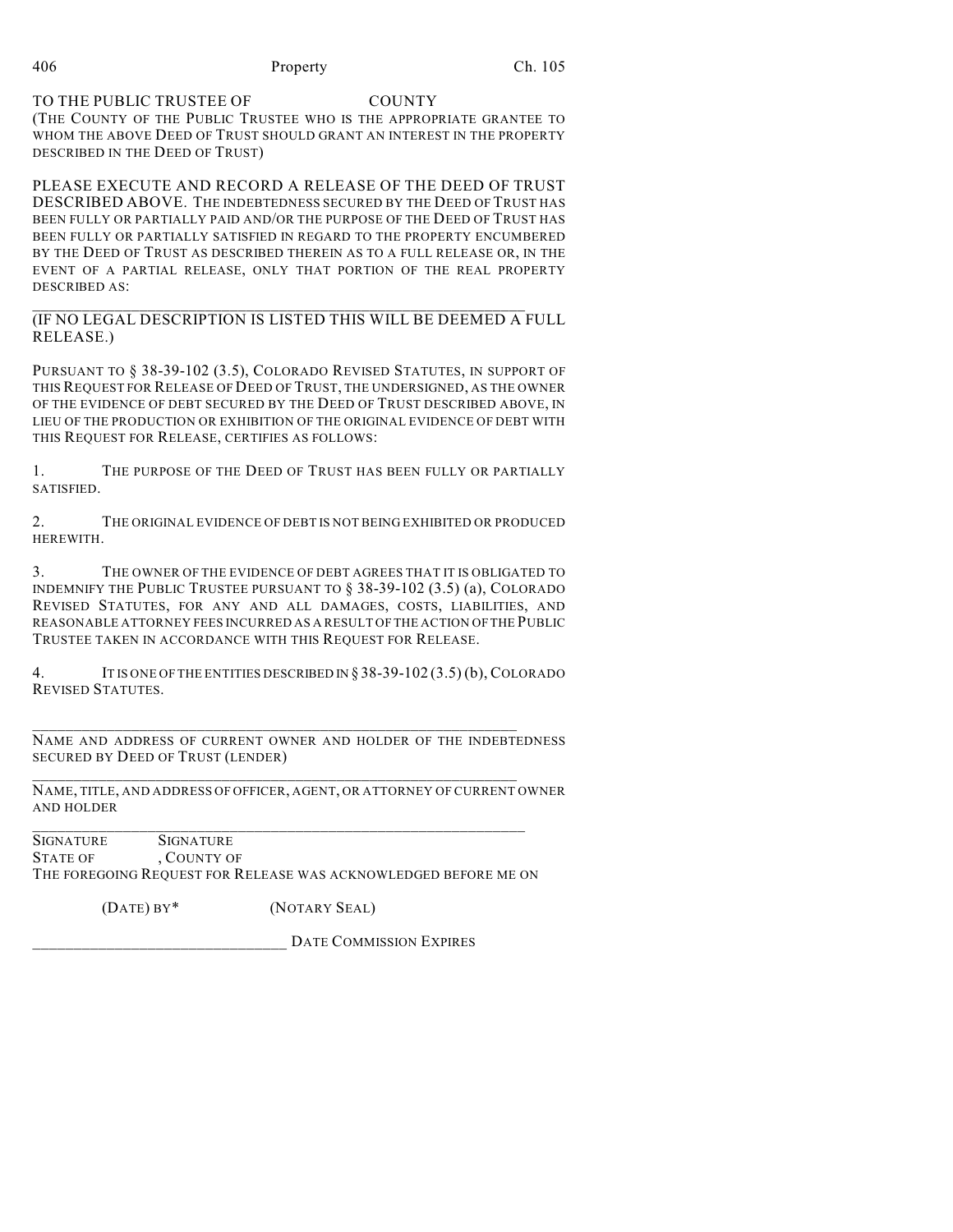TO THE PUBLIC TRUSTEE OF COUNTY
(THE COUNTY OF THE PUBLIC TRUSTEE WHO IS THE APPROPRIATE GRANTEE TO WHOM THE ABOVE DEED OF TRUST SHOULD GRANT AN INTEREST IN THE PROPERTY DESCRIBED IN THE DEED OF TRUST)

PLEASE EXECUTE AND RECORD A RELEASE OF THE DEED OF TRUST DESCRIBED ABOVE. THE INDEBTEDNESS SECURED BY THE DEED OF TRUST HAS BEEN FULLY OR PARTIALLY PAID AND/OR THE PURPOSE OF THE DEED OF TRUST HAS BEEN FULLY OR PARTIALLY SATISFIED IN REGARD TO THE PROPERTY ENCUMBERED BY THE DEED OF TRUST AS DESCRIBED THEREIN AS TO A FULL RELEASE OR, IN THE EVENT OF A PARTIAL RELEASE, ONLY THAT PORTION OF THE REAL PROPERTY DESCRIBED AS:

________________________________________________________________

(IF NO LEGAL DESCRIPTION IS LISTED THIS WILL BE DEEMED A FULL RELEASE.)

PURSUANT TO § 38-39-102 (3.5), COLORADO REVISED STATUTES, IN SUPPORT OF THIS REQUEST FOR RELEASE OF DEED OF TRUST, THE UNDERSIGNED, AS THE OWNER OF THE EVIDENCE OF DEBT SECURED BY THE DEED OF TRUST DESCRIBED ABOVE, IN LIEU OF THE PRODUCTION OR EXHIBITION OF THE ORIGINAL EVIDENCE OF DEBT WITH THIS REQUEST FOR RELEASE, CERTIFIES AS FOLLOWS:

1. THE PURPOSE OF THE DEED OF TRUST HAS BEEN FULLY OR PARTIALLY SATISFIED.

2. THE ORIGINAL EVIDENCE OF DEBT IS NOT BEING EXHIBITED OR PRODUCED HEREWITH.

3. THE OWNER OF THE EVIDENCE OF DEBT AGREES THAT IT IS OBLIGATED TO INDEMNIFY THE PUBLIC TRUSTEE PURSUANT TO § 38-39-102 (3.5) (a), COLORADO REVISED STATUTES, FOR ANY AND ALL DAMAGES, COSTS, LIABILITIES, AND REASONABLE ATTORNEY FEES INCURRED AS A RESULT OF THE ACTION OF THE PUBLIC TRUSTEE TAKEN IN ACCORDANCE WITH THIS REQUEST FOR RELEASE.

4. IT IS ONE OF THE ENTITIES DESCRIBED IN § 38-39-102 (3.5) (b), COLORADO REVISED STATUTES.

________________________________________________________________

NAME AND ADDRESS OF CURRENT OWNER AND HOLDER OF THE INDEBTEDNESS SECURED BY DEED OF TRUST (LENDER)

________________________________________________________________

NAME, TITLE, AND ADDRESS OF OFFICER, AGENT, OR ATTORNEY OF CURRENT OWNER AND HOLDER

________________________________________________________________

SIGNATURE SIGNATURE
STATE OF , COUNTY OF
THE FOREGOING REQUEST FOR RELEASE WAS ACKNOWLEDGED BEFORE ME ON

(DATE) BY* (NOTARY SEAL)

______________________________ DATE COMMISSION EXPIRES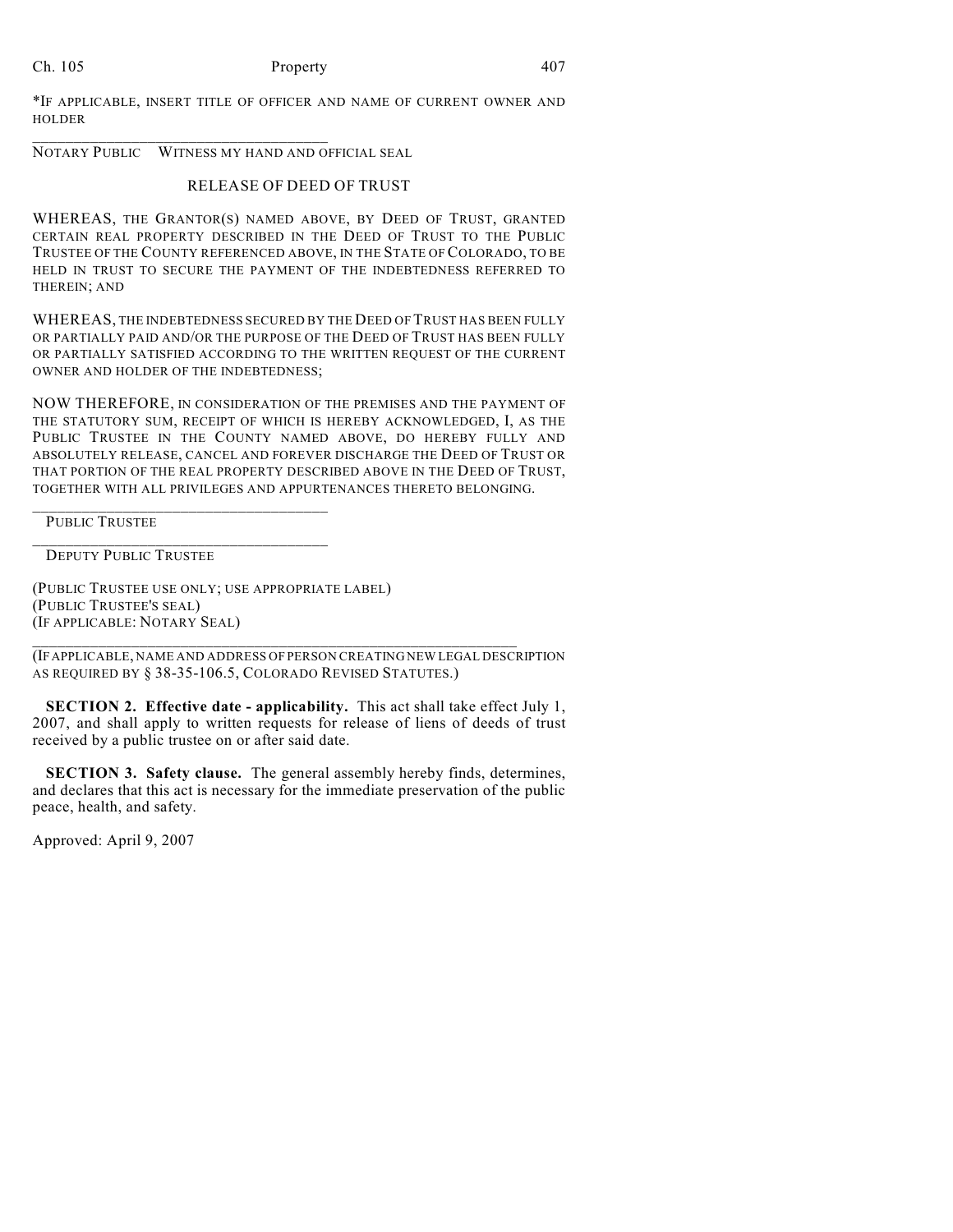*IF APPLICABLE, INSERT TITLE OF OFFICER AND NAME OF CURRENT OWNER AND HOLDER

\_\_\_\_\_\_\_\_\_\_\_\_\_\_\_\_\_\_\_\_\_\_\_\_\_\_\_\_\_\_\_\_\_\_\_\_

NOTARY PUBLIC    WITNESS MY HAND AND OFFICIAL SEAL

## RELEASE OF DEED OF TRUST

WHEREAS, THE GRANTOR(S) NAMED ABOVE, BY DEED OF TRUST, GRANTED CERTAIN REAL PROPERTY DESCRIBED IN THE DEED OF TRUST TO THE PUBLIC TRUSTEE OF THE COUNTY REFERENCED ABOVE, IN THE STATE OF COLORADO, TO BE HELD IN TRUST TO SECURE THE PAYMENT OF THE INDEBTEDNESS REFERRED TO THEREIN; AND

WHEREAS, THE INDEBTEDNESS SECURED BY THE DEED OF TRUST HAS BEEN FULLY OR PARTIALLY PAID AND/OR THE PURPOSE OF THE DEED OF TRUST HAS BEEN FULLY OR PARTIALLY SATISFIED ACCORDING TO THE WRITTEN REQUEST OF THE CURRENT OWNER AND HOLDER OF THE INDEBTEDNESS;

NOW THEREFORE, IN CONSIDERATION OF THE PREMISES AND THE PAYMENT OF THE STATUTORY SUM, RECEIPT OF WHICH IS HEREBY ACKNOWLEDGED, I, AS THE PUBLIC TRUSTEE IN THE COUNTY NAMED ABOVE, DO HEREBY FULLY AND ABSOLUTELY RELEASE, CANCEL AND FOREVER DISCHARGE THE DEED OF TRUST OR THAT PORTION OF THE REAL PROPERTY DESCRIBED ABOVE IN THE DEED OF TRUST, TOGETHER WITH ALL PRIVILEGES AND APPURTENANCES THERETO BELONGING.

\_\_\_\_\_\_\_\_\_\_\_\_\_\_\_\_\_\_\_\_\_\_\_\_\_\_\_\_\_\_\_\_\_\_\_\_

PUBLIC TRUSTEE

\_\_\_\_\_\_\_\_\_\_\_\_\_\_\_\_\_\_\_\_\_\_\_\_\_\_\_\_\_\_\_\_\_\_\_\_

DEPUTY PUBLIC TRUSTEE

(PUBLIC TRUSTEE USE ONLY; USE APPROPRIATE LABEL)
(PUBLIC TRUSTEE'S SEAL)
(IF APPLICABLE: NOTARY SEAL)

\_\_\_\_\_\_\_\_\_\_\_\_\_\_\_\_\_\_\_\_\_\_\_\_\_\_\_\_\_\_\_\_\_\_\_\_\_\_\_\_\_\_\_\_\_\_\_\_\_\_\_\_\_\_\_\_\_\_\_\_

(IF APPLICABLE, NAME AND ADDRESS OF PERSON CREATING NEW LEGAL DESCRIPTION AS REQUIRED BY § 38-35-106.5, COLORADO REVISED STATUTES.)

**SECTION 2. Effective date - applicability.** This act shall take effect July 1, 2007, and shall apply to written requests for release of liens of deeds of trust received by a public trustee on or after said date.

**SECTION 3. Safety clause.** The general assembly hereby finds, determines, and declares that this act is necessary for the immediate preservation of the public peace, health, and safety.

Approved: April 9, 2007